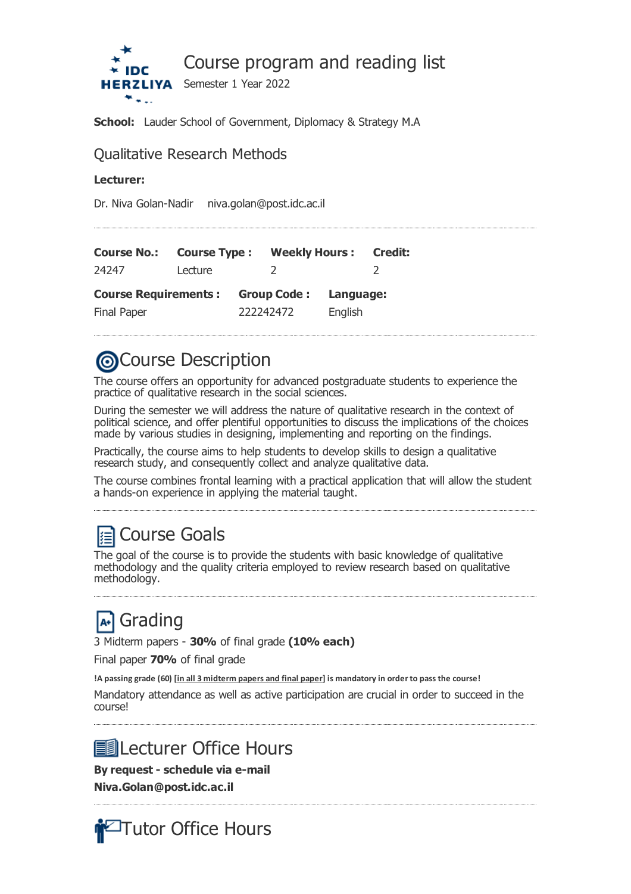# Course program and reading list

Semester 1 Year 2022

**School:** Lauder School of Government, Diplomacy & Strategy M.A

## Qualitative Research Methods

**Lecturer:**

Dr. Niva Golan-Nadir niva.golan@post.idc.ac.il

| Course No.: | Course Type : | Weekly Hours : | Credit: |
|---|---|---|---|
| 24247 | Lecture | 2 | 2 |

| Course Requirements : | Group Code : | Language: |
|---|---|---|
| Final Paper | 222242472 | English |

## Course Description

The course offers an opportunity for advanced postgraduate students to experience the practice of qualitative research in the social sciences.

During the semester we will address the nature of qualitative research in the context of political science, and offer plentiful opportunities to discuss the implications of the choices made by various studies in designing, implementing and reporting on the findings.

Practically, the course aims to help students to develop skills to design a qualitative research study, and consequently collect and analyze qualitative data.

The course combines frontal learning with a practical application that will allow the student a hands-on experience in applying the material taught.

## Course Goals

The goal of the course is to provide the students with basic knowledge of qualitative methodology and the quality criteria employed to review research based on qualitative methodology.

## Grading

3 Midterm papers - **30%** of final grade **(10% each)**

Final paper **70%** of final grade

**!A passing grade (60) [in all 3 midterm papers and final paper] is mandatory in order to pass the course!**

Mandatory attendance as well as active participation are crucial in order to succeed in the course!

## Lecturer Office Hours

**By request - schedule via e-mail**

**Niva.Golan@post.idc.ac.il**

## Tutor Office Hours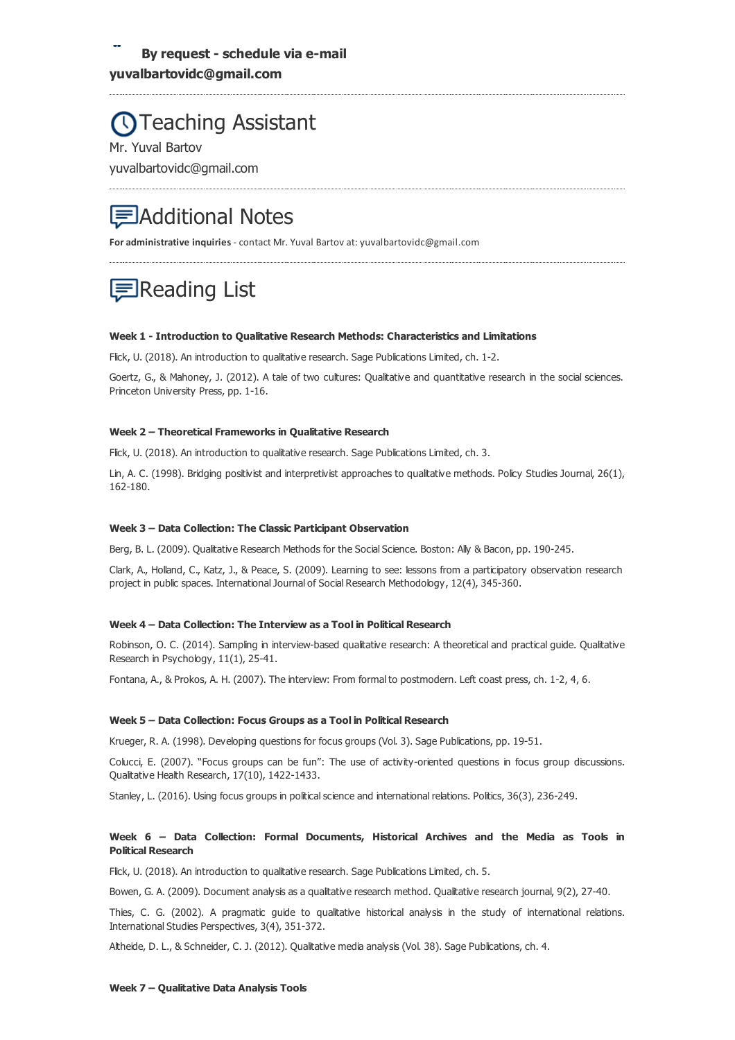**By request - schedule via e-mail yuvalbartovidc@gmail.com**

## Teaching Assistant

Mr. Yuval Bartov

yuvalbartovidc@gmail.com

## Additional Notes

**For administrative inquiries** - contact Mr. Yuval Bartov at: yuvalbartovidc@gmail.com

## Reading List

**Week 1 - Introduction to Qualitative Research Methods: Characteristics and Limitations**

Flick, U. (2018). An introduction to qualitative research. Sage Publications Limited, ch. 1-2.

Goertz, G., & Mahoney, J. (2012). A tale of two cultures: Qualitative and quantitative research in the social sciences. Princeton University Press, pp. 1-16.

**Week 2 – Theoretical Frameworks in Qualitative Research**

Flick, U. (2018). An introduction to qualitative research. Sage Publications Limited, ch. 3.

Lin, A. C. (1998). Bridging positivist and interpretivist approaches to qualitative methods. Policy Studies Journal, 26(1), 162-180.

**Week 3 – Data Collection: The Classic Participant Observation**

Berg, B. L. (2009). Qualitative Research Methods for the Social Science. Boston: Ally & Bacon, pp. 190-245.

Clark, A., Holland, C., Katz, J., & Peace, S. (2009). Learning to see: lessons from a participatory observation research project in public spaces. International Journal of Social Research Methodology, 12(4), 345-360.

**Week 4 – Data Collection: The Interview as a Tool in Political Research**

Robinson, O. C. (2014). Sampling in interview-based qualitative research: A theoretical and practical guide. Qualitative Research in Psychology, 11(1), 25-41.

Fontana, A., & Prokos, A. H. (2007). The interview: From formal to postmodern. Left coast press, ch. 1-2, 4, 6.

**Week 5 – Data Collection: Focus Groups as a Tool in Political Research**

Krueger, R. A. (1998). Developing questions for focus groups (Vol. 3). Sage Publications, pp. 19-51.

Colucci, E. (2007). "Focus groups can be fun": The use of activity-oriented questions in focus group discussions. Qualitative Health Research, 17(10), 1422-1433.

Stanley, L. (2016). Using focus groups in political science and international relations. Politics, 36(3), 236-249.

**Week 6 – Data Collection: Formal Documents, Historical Archives and the Media as Tools in Political Research**

Flick, U. (2018). An introduction to qualitative research. Sage Publications Limited, ch. 5.

Bowen, G. A. (2009). Document analysis as a qualitative research method. Qualitative research journal, 9(2), 27-40.

Thies, C. G. (2002). A pragmatic guide to qualitative historical analysis in the study of international relations. International Studies Perspectives, 3(4), 351-372.

Altheide, D. L., & Schneider, C. J. (2012). Qualitative media analysis (Vol. 38). Sage Publications, ch. 4.

**Week 7 – Qualitative Data Analysis Tools**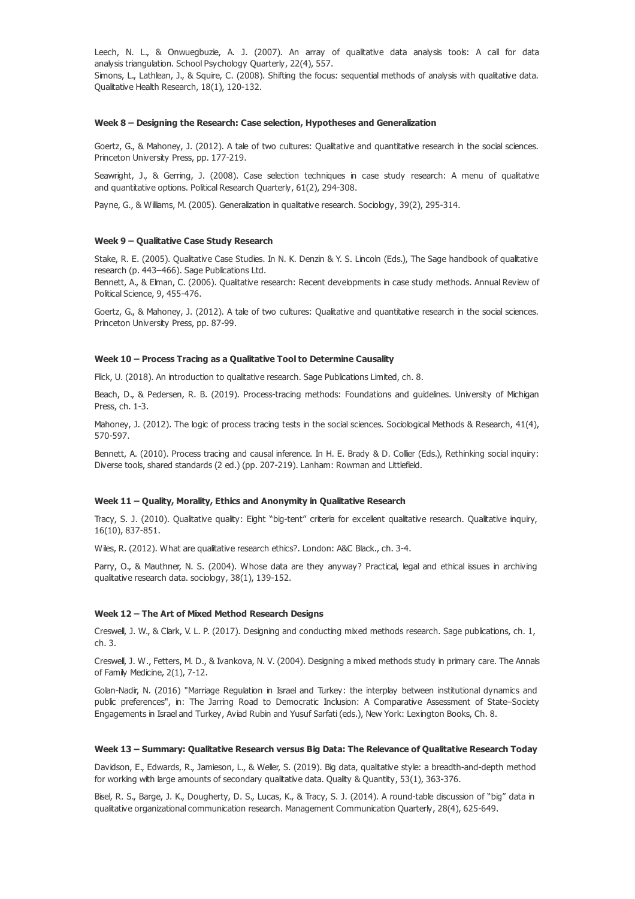Leech, N. L., & Onwuegbuzie, A. J. (2007). An array of qualitative data analysis tools: A call for data analysis triangulation. School Psychology Quarterly, 22(4), 557.

Simons, L., Lathlean, J., & Squire, C. (2008). Shifting the focus: sequential methods of analysis with qualitative data. Qualitative Health Research, 18(1), 120-132.

**Week 8 – Designing the Research: Case selection, Hypotheses and Generalization**

Goertz, G., & Mahoney, J. (2012). A tale of two cultures: Qualitative and quantitative research in the social sciences. Princeton University Press, pp. 177-219.

Seawright, J., & Gerring, J. (2008). Case selection techniques in case study research: A menu of qualitative and quantitative options. Political Research Quarterly, 61(2), 294-308.

Payne, G., & Williams, M. (2005). Generalization in qualitative research. Sociology, 39(2), 295-314.

**Week 9 – Qualitative Case Study Research**

Stake, R. E. (2005). Qualitative Case Studies. In N. K. Denzin & Y. S. Lincoln (Eds.), The Sage handbook of qualitative research (p. 443–466). Sage Publications Ltd.

Bennett, A., & Elman, C. (2006). Qualitative research: Recent developments in case study methods. Annual Review of Political Science, 9, 455-476.

Goertz, G., & Mahoney, J. (2012). A tale of two cultures: Qualitative and quantitative research in the social sciences. Princeton University Press, pp. 87-99.

**Week 10 – Process Tracing as a Qualitative Tool to Determine Causality**

Flick, U. (2018). An introduction to qualitative research. Sage Publications Limited, ch. 8.

Beach, D., & Pedersen, R. B. (2019). Process-tracing methods: Foundations and guidelines. University of Michigan Press, ch. 1-3.

Mahoney, J. (2012). The logic of process tracing tests in the social sciences. Sociological Methods & Research, 41(4), 570-597.

Bennett, A. (2010). Process tracing and causal inference. In H. E. Brady & D. Collier (Eds.), Rethinking social inquiry: Diverse tools, shared standards (2 ed.) (pp. 207-219). Lanham: Rowman and Littlefield.

**Week 11 – Quality, Morality, Ethics and Anonymity in Qualitative Research**

Tracy, S. J. (2010). Qualitative quality: Eight "big-tent" criteria for excellent qualitative research. Qualitative inquiry, 16(10), 837-851.

Wiles, R. (2012). What are qualitative research ethics?. London: A&C Black., ch. 3-4.

Parry, O., & Mauthner, N. S. (2004). Whose data are they anyway? Practical, legal and ethical issues in archiving qualitative research data. sociology, 38(1), 139-152.

**Week 12 – The Art of Mixed Method Research Designs**

Creswell, J. W., & Clark, V. L. P. (2017). Designing and conducting mixed methods research. Sage publications, ch. 1, ch. 3.

Creswell, J. W., Fetters, M. D., & Ivankova, N. V. (2004). Designing a mixed methods study in primary care. The Annals of Family Medicine, 2(1), 7-12.

Golan-Nadir, N. (2016) "Marriage Regulation in Israel and Turkey: the interplay between institutional dynamics and public preferences", in: The Jarring Road to Democratic Inclusion: A Comparative Assessment of State–Society Engagements in Israel and Turkey, Aviad Rubin and Yusuf Sarfati (eds.), New York: Lexington Books, Ch. 8.

**Week 13 – Summary: Qualitative Research versus Big Data: The Relevance of Qualitative Research Today**

Davidson, E., Edwards, R., Jamieson, L., & Weller, S. (2019). Big data, qualitative style: a breadth-and-depth method for working with large amounts of secondary qualitative data. Quality & Quantity, 53(1), 363-376.

Bisel, R. S., Barge, J. K., Dougherty, D. S., Lucas, K., & Tracy, S. J. (2014). A round-table discussion of "big" data in qualitative organizational communication research. Management Communication Quarterly, 28(4), 625-649.